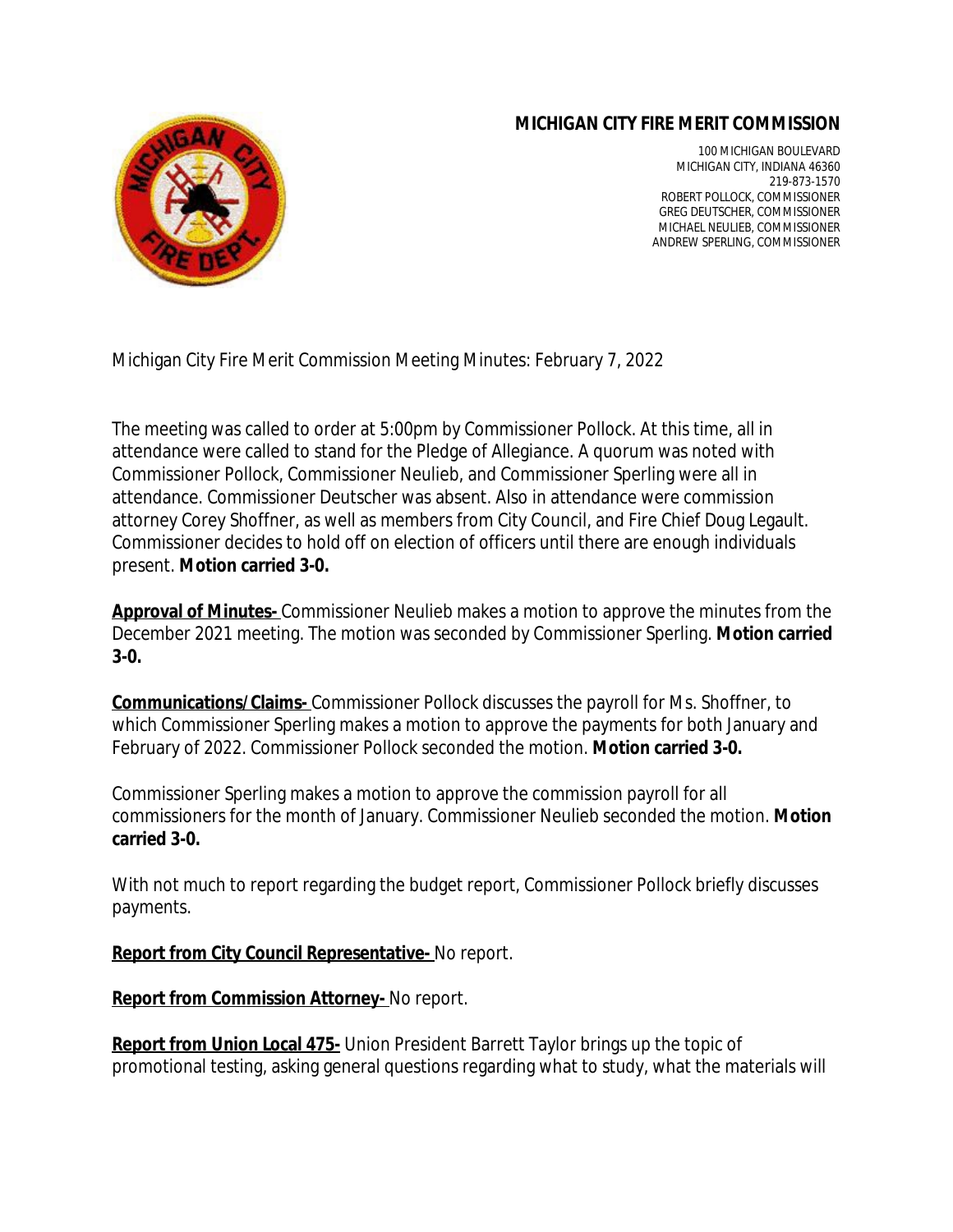# MICHIGAN CITY FIRE MERIT COMMISSION

100 MICHIGAN BOULEVARD
MICHIGAN CITY, INDIANA 46360
219-873-1570
ROBERT POLLOCK, COMMISSIONER
GREG DEUTSCHER, COMMISSIONER
MICHAEL NEULIEB, COMMISSIONER
ANDREW SPERLING, COMMISSIONER

Michigan City Fire Merit Commission Meeting Minutes: February 7, 2022

The meeting was called to order at 5:00pm by Commissioner Pollock. At this time, all in attendance were called to stand for the Pledge of Allegiance. A quorum was noted with Commissioner Pollock, Commissioner Neulieb, and Commissioner Sperling were all in attendance. Commissioner Deutscher was absent. Also in attendance were commission attorney Corey Shoffner, as well as members from City Council, and Fire Chief Doug Legault. Commissioner decides to hold off on election of officers until there are enough individuals present. **Motion carried 3-0.**

**Approval of Minutes-** Commissioner Neulieb makes a motion to approve the minutes from the December 2021 meeting. The motion was seconded by Commissioner Sperling. **Motion carried 3-0.**

**Communications/Claims-** Commissioner Pollock discusses the payroll for Ms. Shoffner, to which Commissioner Sperling makes a motion to approve the payments for both January and February of 2022. Commissioner Pollock seconded the motion. **Motion carried 3-0.**

Commissioner Sperling makes a motion to approve the commission payroll for all commissioners for the month of January. Commissioner Neulieb seconded the motion. **Motion carried 3-0.**

With not much to report regarding the budget report, Commissioner Pollock briefly discusses payments.

**Report from City Council Representative-** No report.

**Report from Commission Attorney-** No report.

**Report from Union Local 475-** Union President Barrett Taylor brings up the topic of promotional testing, asking general questions regarding what to study, what the materials will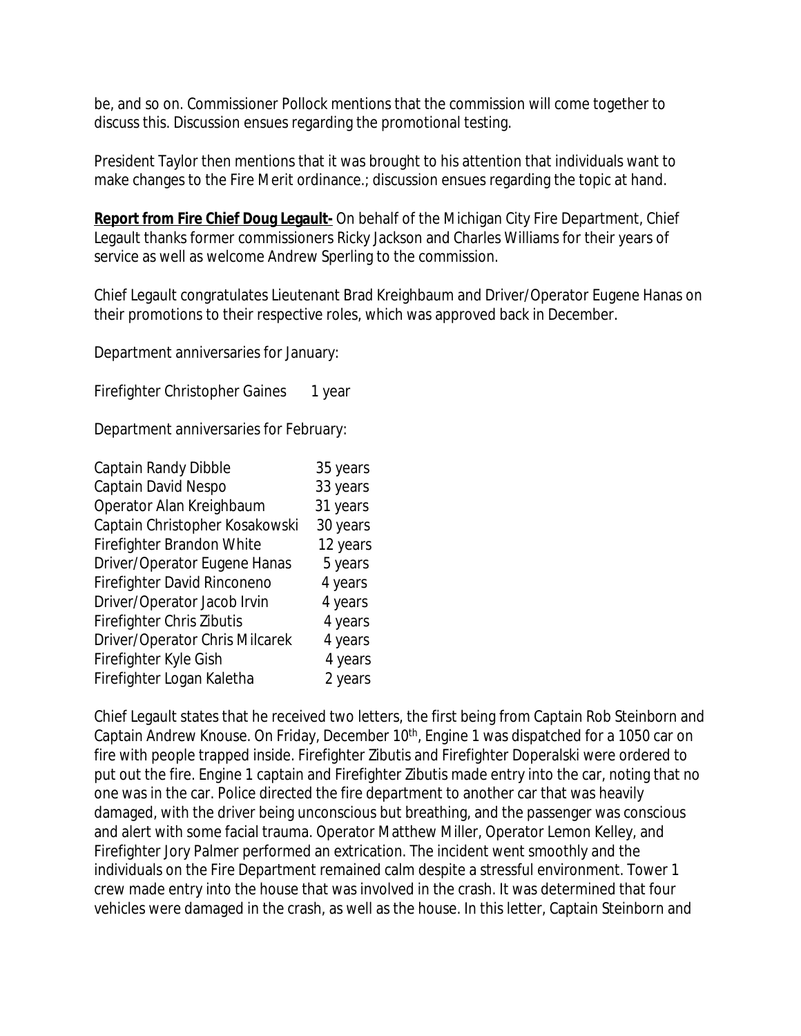be, and so on. Commissioner Pollock mentions that the commission will come together to discuss this. Discussion ensues regarding the promotional testing.

President Taylor then mentions that it was brought to his attention that individuals want to make changes to the Fire Merit ordinance.; discussion ensues regarding the topic at hand.

**Report from Fire Chief Doug Legault-** On behalf of the Michigan City Fire Department, Chief Legault thanks former commissioners Ricky Jackson and Charles Williams for their years of service as well as welcome Andrew Sperling to the commission.

Chief Legault congratulates Lieutenant Brad Kreighbaum and Driver/Operator Eugene Hanas on their promotions to their respective roles, which was approved back in December.

Department anniversaries for January:

| | |
|---|---|
| Firefighter Christopher Gaines | 1 year |

Department anniversaries for February:

| | |
|---|---|
| Captain Randy Dibble | 35 years |
| Captain David Nespo | 33 years |
| Operator Alan Kreighbaum | 31 years |
| Captain Christopher Kosakowski | 30 years |
| Firefighter Brandon White | 12 years |
| Driver/Operator Eugene Hanas | 5 years |
| Firefighter David Rinconeno | 4 years |
| Driver/Operator Jacob Irvin | 4 years |
| Firefighter Chris Zibutis | 4 years |
| Driver/Operator Chris Milcarek | 4 years |
| Firefighter Kyle Gish | 4 years |
| Firefighter Logan Kaletha | 2 years |

Chief Legault states that he received two letters, the first being from Captain Rob Steinborn and Captain Andrew Knouse. On Friday, December 10th, Engine 1 was dispatched for a 1050 car on fire with people trapped inside. Firefighter Zibutis and Firefighter Doperalski were ordered to put out the fire. Engine 1 captain and Firefighter Zibutis made entry into the car, noting that no one was in the car. Police directed the fire department to another car that was heavily damaged, with the driver being unconscious but breathing, and the passenger was conscious and alert with some facial trauma. Operator Matthew Miller, Operator Lemon Kelley, and Firefighter Jory Palmer performed an extrication. The incident went smoothly and the individuals on the Fire Department remained calm despite a stressful environment. Tower 1 crew made entry into the house that was involved in the crash. It was determined that four vehicles were damaged in the crash, as well as the house. In this letter, Captain Steinborn and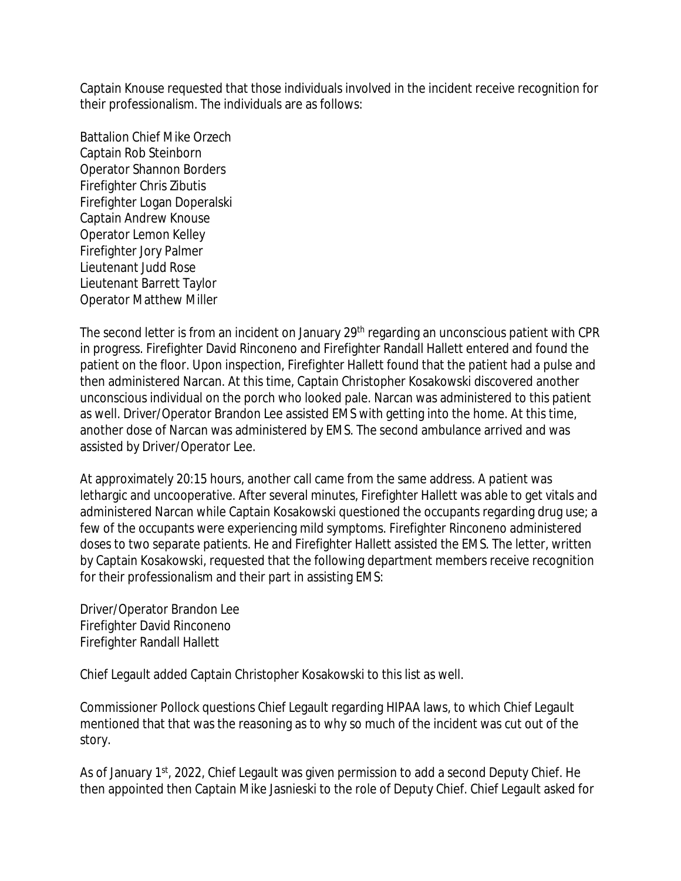Captain Knouse requested that those individuals involved in the incident receive recognition for their professionalism. The individuals are as follows:

Battalion Chief Mike Orzech
Captain Rob Steinborn
Operator Shannon Borders
Firefighter Chris Zibutis
Firefighter Logan Doperalski
Captain Andrew Knouse
Operator Lemon Kelley
Firefighter Jory Palmer
Lieutenant Judd Rose
Lieutenant Barrett Taylor
Operator Matthew Miller

The second letter is from an incident on January 29th regarding an unconscious patient with CPR in progress. Firefighter David Rinconeno and Firefighter Randall Hallett entered and found the patient on the floor. Upon inspection, Firefighter Hallett found that the patient had a pulse and then administered Narcan. At this time, Captain Christopher Kosakowski discovered another unconscious individual on the porch who looked pale. Narcan was administered to this patient as well. Driver/Operator Brandon Lee assisted EMS with getting into the home. At this time, another dose of Narcan was administered by EMS. The second ambulance arrived and was assisted by Driver/Operator Lee.

At approximately 20:15 hours, another call came from the same address. A patient was lethargic and uncooperative. After several minutes, Firefighter Hallett was able to get vitals and administered Narcan while Captain Kosakowski questioned the occupants regarding drug use; a few of the occupants were experiencing mild symptoms. Firefighter Rinconeno administered doses to two separate patients. He and Firefighter Hallett assisted the EMS. The letter, written by Captain Kosakowski, requested that the following department members receive recognition for their professionalism and their part in assisting EMS:

Driver/Operator Brandon Lee
Firefighter David Rinconeno
Firefighter Randall Hallett

Chief Legault added Captain Christopher Kosakowski to this list as well.

Commissioner Pollock questions Chief Legault regarding HIPAA laws, to which Chief Legault mentioned that that was the reasoning as to why so much of the incident was cut out of the story.

As of January 1st, 2022, Chief Legault was given permission to add a second Deputy Chief. He then appointed then Captain Mike Jasnieski to the role of Deputy Chief. Chief Legault asked for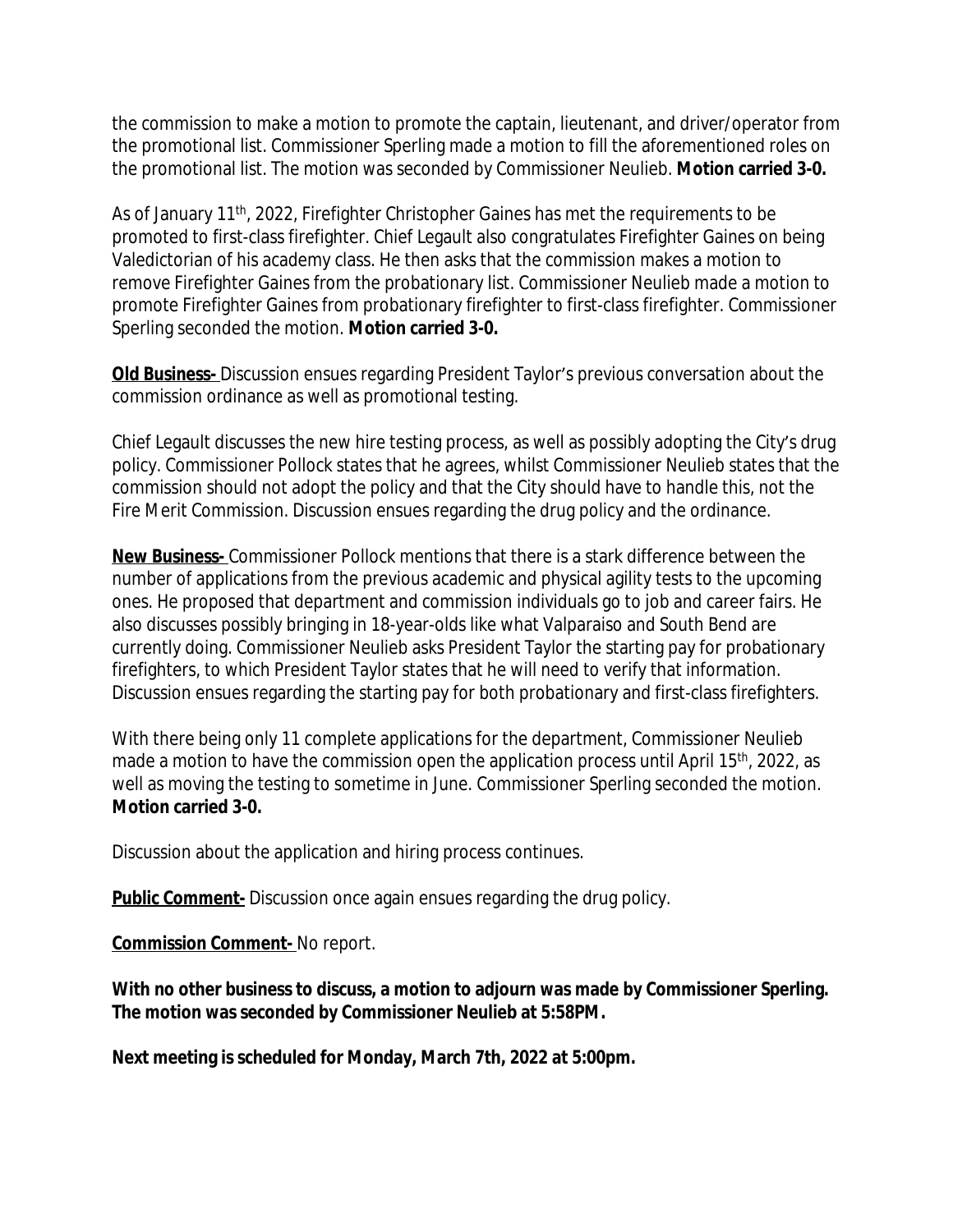the commission to make a motion to promote the captain, lieutenant, and driver/operator from the promotional list. Commissioner Sperling made a motion to fill the aforementioned roles on the promotional list. The motion was seconded by Commissioner Neulieb. **Motion carried 3-0.**

As of January 11th, 2022, Firefighter Christopher Gaines has met the requirements to be promoted to first-class firefighter. Chief Legault also congratulates Firefighter Gaines on being Valedictorian of his academy class. He then asks that the commission makes a motion to remove Firefighter Gaines from the probationary list. Commissioner Neulieb made a motion to promote Firefighter Gaines from probationary firefighter to first-class firefighter. Commissioner Sperling seconded the motion. **Motion carried 3-0.**

**Old Business-** Discussion ensues regarding President Taylor's previous conversation about the commission ordinance as well as promotional testing.

Chief Legault discusses the new hire testing process, as well as possibly adopting the City's drug policy. Commissioner Pollock states that he agrees, whilst Commissioner Neulieb states that the commission should not adopt the policy and that the City should have to handle this, not the Fire Merit Commission. Discussion ensues regarding the drug policy and the ordinance.

**New Business-** Commissioner Pollock mentions that there is a stark difference between the number of applications from the previous academic and physical agility tests to the upcoming ones. He proposed that department and commission individuals go to job and career fairs. He also discusses possibly bringing in 18-year-olds like what Valparaiso and South Bend are currently doing. Commissioner Neulieb asks President Taylor the starting pay for probationary firefighters, to which President Taylor states that he will need to verify that information. Discussion ensues regarding the starting pay for both probationary and first-class firefighters.

With there being only 11 complete applications for the department, Commissioner Neulieb made a motion to have the commission open the application process until April 15th, 2022, as well as moving the testing to sometime in June. Commissioner Sperling seconded the motion. **Motion carried 3-0.**

Discussion about the application and hiring process continues.

**Public Comment-** Discussion once again ensues regarding the drug policy.

**Commission Comment-** No report.

**With no other business to discuss, a motion to adjourn was made by Commissioner Sperling. The motion was seconded by Commissioner Neulieb at 5:58PM.**

**Next meeting is scheduled for Monday, March 7th, 2022 at 5:00pm.**